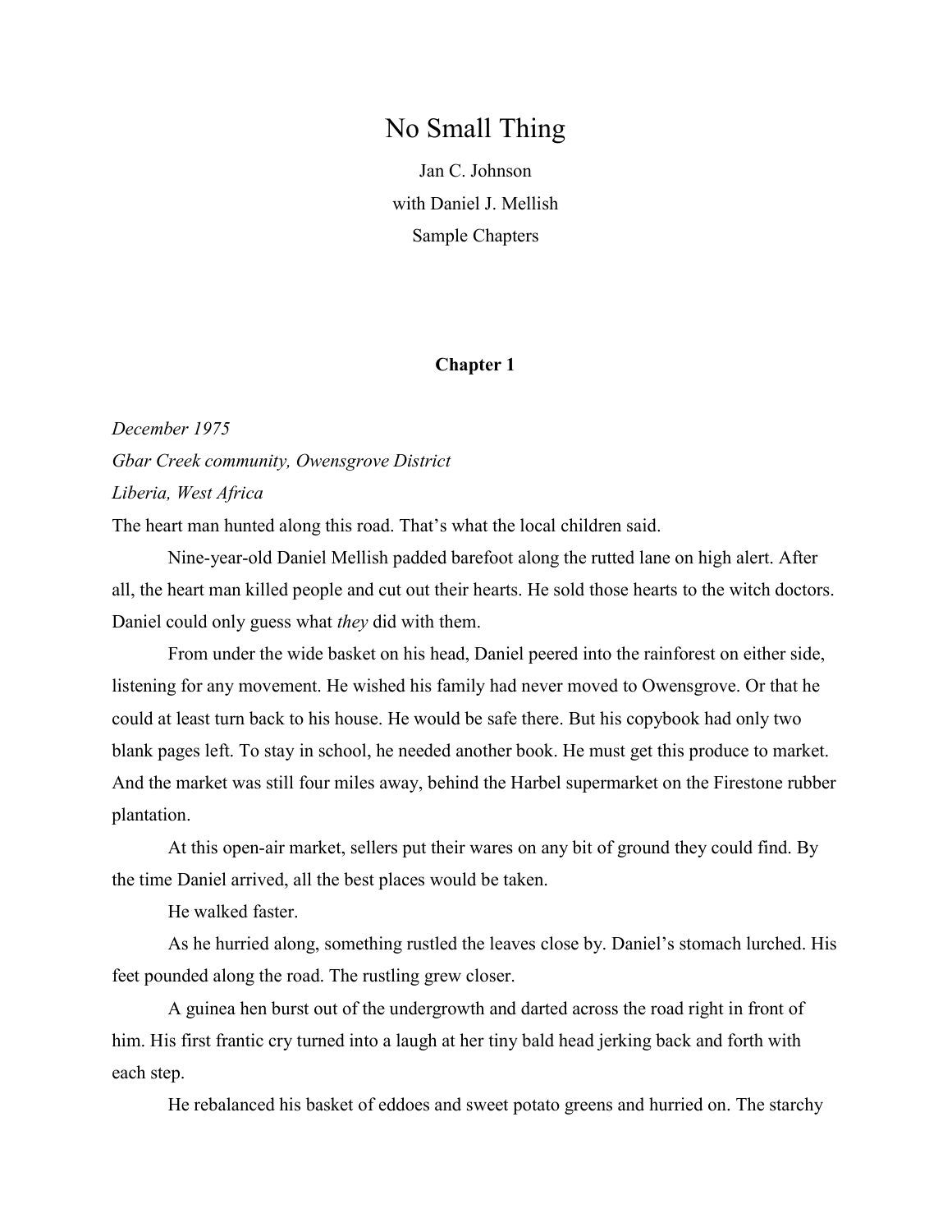# No Small Thing

Jan C. Johnson

with Daniel J. Mellish

Sample Chapters

## Chapter 1

*December 1975*

*Gbar Creek community, Owensgrove District*

*Liberia, West Africa*

The heart man hunted along this road. That's what the local children said.

Nine-year-old Daniel Mellish padded barefoot along the rutted lane on high alert. After all, the heart man killed people and cut out their hearts. He sold those hearts to the witch doctors. Daniel could only guess what *they* did with them.

From under the wide basket on his head, Daniel peered into the rainforest on either side, listening for any movement. He wished his family had never moved to Owensgrove. Or that he could at least turn back to his house. He would be safe there. But his copybook had only two blank pages left. To stay in school, he needed another book. He must get this produce to market. And the market was still four miles away, behind the Harbel supermarket on the Firestone rubber plantation.

At this open-air market, sellers put their wares on any bit of ground they could find. By the time Daniel arrived, all the best places would be taken.

He walked faster.

As he hurried along, something rustled the leaves close by. Daniel's stomach lurched. His feet pounded along the road. The rustling grew closer.

A guinea hen burst out of the undergrowth and darted across the road right in front of him. His first frantic cry turned into a laugh at her tiny bald head jerking back and forth with each step.

He rebalanced his basket of eddoes and sweet potato greens and hurried on. The starchy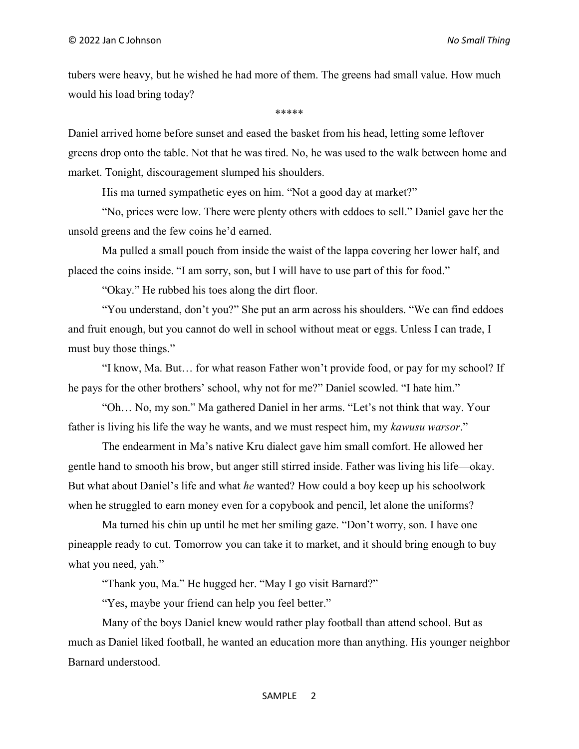tubers were heavy, but he wished he had more of them. The greens had small value. How much would his load bring today?

*****

Daniel arrived home before sunset and eased the basket from his head, letting some leftover greens drop onto the table. Not that he was tired. No, he was used to the walk between home and market. Tonight, discouragement slumped his shoulders.

His ma turned sympathetic eyes on him. "Not a good day at market?"

"No, prices were low. There were plenty others with eddoes to sell." Daniel gave her the unsold greens and the few coins he'd earned.

Ma pulled a small pouch from inside the waist of the lappa covering her lower half, and placed the coins inside. "I am sorry, son, but I will have to use part of this for food."

"Okay." He rubbed his toes along the dirt floor.

"You understand, don't you?" She put an arm across his shoulders. "We can find eddoes and fruit enough, but you cannot do well in school without meat or eggs. Unless I can trade, I must buy those things."

"I know, Ma. But… for what reason Father won't provide food, or pay for my school? If he pays for the other brothers' school, why not for me?" Daniel scowled. "I hate him."

"Oh… No, my son." Ma gathered Daniel in her arms. "Let's not think that way. Your father is living his life the way he wants, and we must respect him, my *kawusu warsor*."

The endearment in Ma's native Kru dialect gave him small comfort. He allowed her gentle hand to smooth his brow, but anger still stirred inside. Father was living his life—okay. But what about Daniel's life and what *he* wanted? How could a boy keep up his schoolwork when he struggled to earn money even for a copybook and pencil, let alone the uniforms?

Ma turned his chin up until he met her smiling gaze. "Don't worry, son. I have one pineapple ready to cut. Tomorrow you can take it to market, and it should bring enough to buy what you need, yah."

"Thank you, Ma." He hugged her. "May I go visit Barnard?"

"Yes, maybe your friend can help you feel better."

Many of the boys Daniel knew would rather play football than attend school. But as much as Daniel liked football, he wanted an education more than anything. His younger neighbor Barnard understood.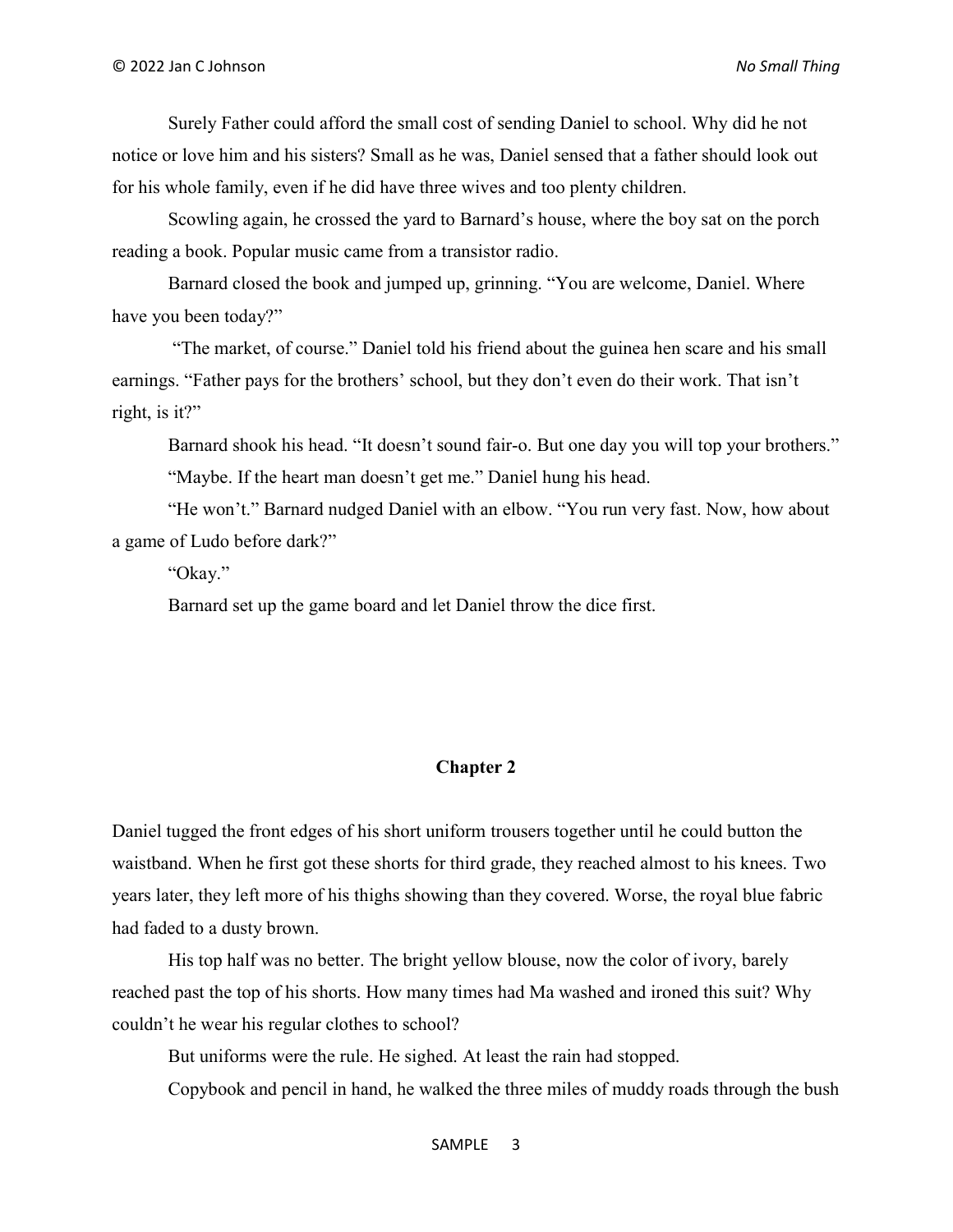Surely Father could afford the small cost of sending Daniel to school. Why did he not notice or love him and his sisters? Small as he was, Daniel sensed that a father should look out for his whole family, even if he did have three wives and too plenty children.

Scowling again, he crossed the yard to Barnard's house, where the boy sat on the porch reading a book. Popular music came from a transistor radio.

Barnard closed the book and jumped up, grinning. "You are welcome, Daniel. Where have you been today?"

"The market, of course." Daniel told his friend about the guinea hen scare and his small earnings. "Father pays for the brothers' school, but they don't even do their work. That isn't right, is it?"

Barnard shook his head. "It doesn't sound fair-o. But one day you will top your brothers."

"Maybe. If the heart man doesn't get me." Daniel hung his head.

"He won't." Barnard nudged Daniel with an elbow. "You run very fast. Now, how about a game of Ludo before dark?"

"Okay."

Barnard set up the game board and let Daniel throw the dice first.

## Chapter 2

Daniel tugged the front edges of his short uniform trousers together until he could button the waistband. When he first got these shorts for third grade, they reached almost to his knees. Two years later, they left more of his thighs showing than they covered. Worse, the royal blue fabric had faded to a dusty brown.

His top half was no better. The bright yellow blouse, now the color of ivory, barely reached past the top of his shorts. How many times had Ma washed and ironed this suit? Why couldn't he wear his regular clothes to school?

But uniforms were the rule. He sighed. At least the rain had stopped.

Copybook and pencil in hand, he walked the three miles of muddy roads through the bush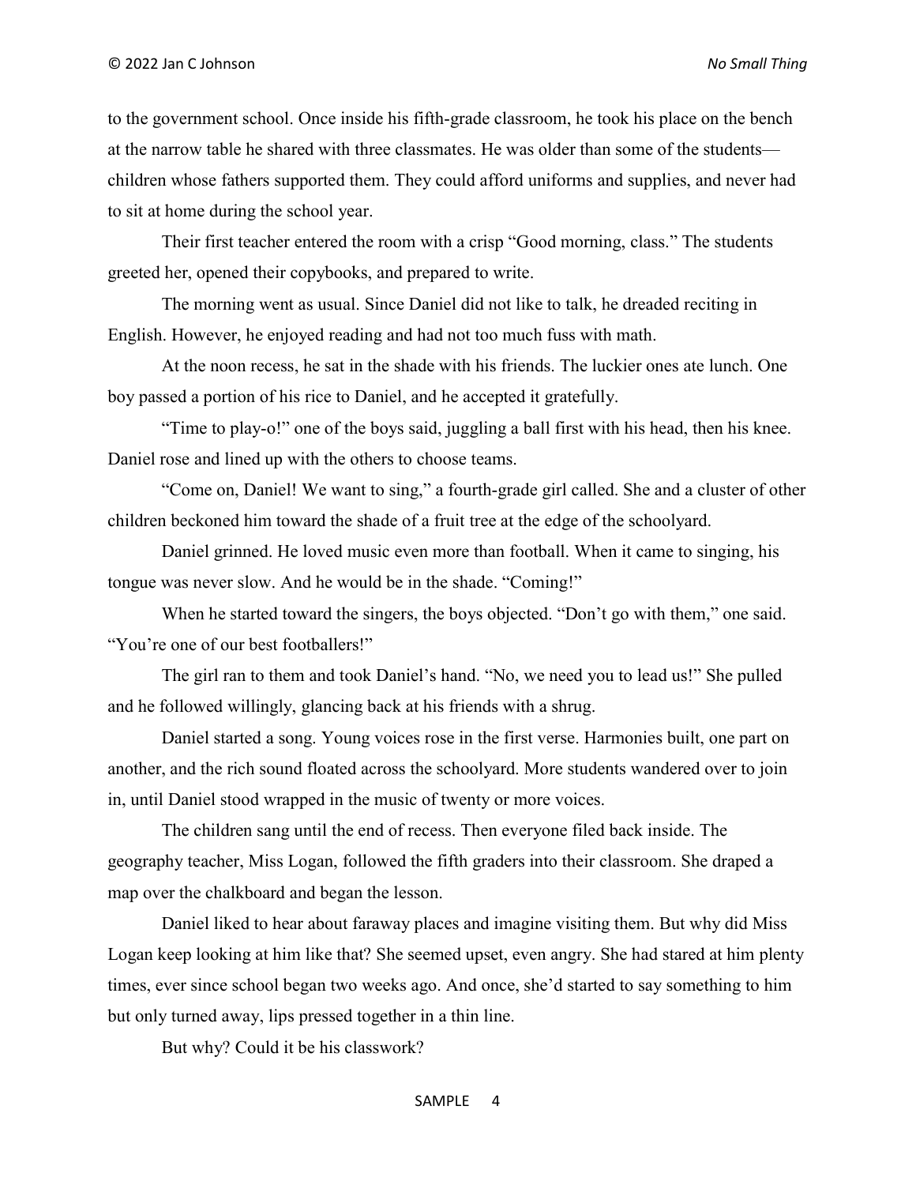to the government school. Once inside his fifth-grade classroom, he took his place on the bench at the narrow table he shared with three classmates. He was older than some of the students—children whose fathers supported them. They could afford uniforms and supplies, and never had to sit at home during the school year.

Their first teacher entered the room with a crisp "Good morning, class." The students greeted her, opened their copybooks, and prepared to write.

The morning went as usual. Since Daniel did not like to talk, he dreaded reciting in English. However, he enjoyed reading and had not too much fuss with math.

At the noon recess, he sat in the shade with his friends. The luckier ones ate lunch. One boy passed a portion of his rice to Daniel, and he accepted it gratefully.

"Time to play-o!" one of the boys said, juggling a ball first with his head, then his knee. Daniel rose and lined up with the others to choose teams.

"Come on, Daniel! We want to sing," a fourth-grade girl called. She and a cluster of other children beckoned him toward the shade of a fruit tree at the edge of the schoolyard.

Daniel grinned. He loved music even more than football. When it came to singing, his tongue was never slow. And he would be in the shade. "Coming!"

When he started toward the singers, the boys objected. "Don't go with them," one said. "You're one of our best footballers!"

The girl ran to them and took Daniel's hand. "No, we need you to lead us!" She pulled and he followed willingly, glancing back at his friends with a shrug.

Daniel started a song. Young voices rose in the first verse. Harmonies built, one part on another, and the rich sound floated across the schoolyard. More students wandered over to join in, until Daniel stood wrapped in the music of twenty or more voices.

The children sang until the end of recess. Then everyone filed back inside. The geography teacher, Miss Logan, followed the fifth graders into their classroom. She draped a map over the chalkboard and began the lesson.

Daniel liked to hear about faraway places and imagine visiting them. But why did Miss Logan keep looking at him like that? She seemed upset, even angry. She had stared at him plenty times, ever since school began two weeks ago. And once, she'd started to say something to him but only turned away, lips pressed together in a thin line.

But why? Could it be his classwork?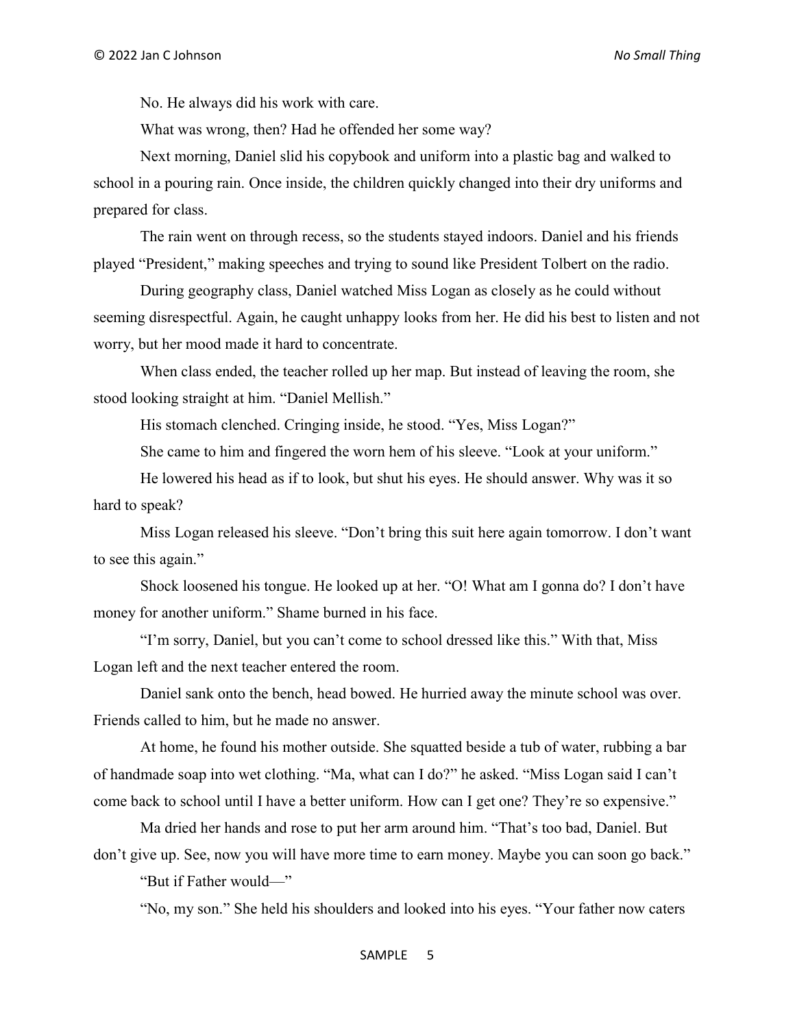No. He always did his work with care.

What was wrong, then? Had he offended her some way?

Next morning, Daniel slid his copybook and uniform into a plastic bag and walked to school in a pouring rain. Once inside, the children quickly changed into their dry uniforms and prepared for class.

The rain went on through recess, so the students stayed indoors. Daniel and his friends played "President," making speeches and trying to sound like President Tolbert on the radio.

During geography class, Daniel watched Miss Logan as closely as he could without seeming disrespectful. Again, he caught unhappy looks from her. He did his best to listen and not worry, but her mood made it hard to concentrate.

When class ended, the teacher rolled up her map. But instead of leaving the room, she stood looking straight at him. "Daniel Mellish."

His stomach clenched. Cringing inside, he stood. "Yes, Miss Logan?"

She came to him and fingered the worn hem of his sleeve. "Look at your uniform."

He lowered his head as if to look, but shut his eyes. He should answer. Why was it so hard to speak?

Miss Logan released his sleeve. "Don't bring this suit here again tomorrow. I don't want to see this again."

Shock loosened his tongue. He looked up at her. "O! What am I gonna do? I don't have money for another uniform." Shame burned in his face.

"I'm sorry, Daniel, but you can't come to school dressed like this." With that, Miss Logan left and the next teacher entered the room.

Daniel sank onto the bench, head bowed. He hurried away the minute school was over. Friends called to him, but he made no answer.

At home, he found his mother outside. She squatted beside a tub of water, rubbing a bar of handmade soap into wet clothing. "Ma, what can I do?" he asked. "Miss Logan said I can't come back to school until I have a better uniform. How can I get one? They're so expensive."

Ma dried her hands and rose to put her arm around him. "That's too bad, Daniel. But don't give up. See, now you will have more time to earn money. Maybe you can soon go back."

"But if Father would—"

"No, my son." She held his shoulders and looked into his eyes. "Your father now caters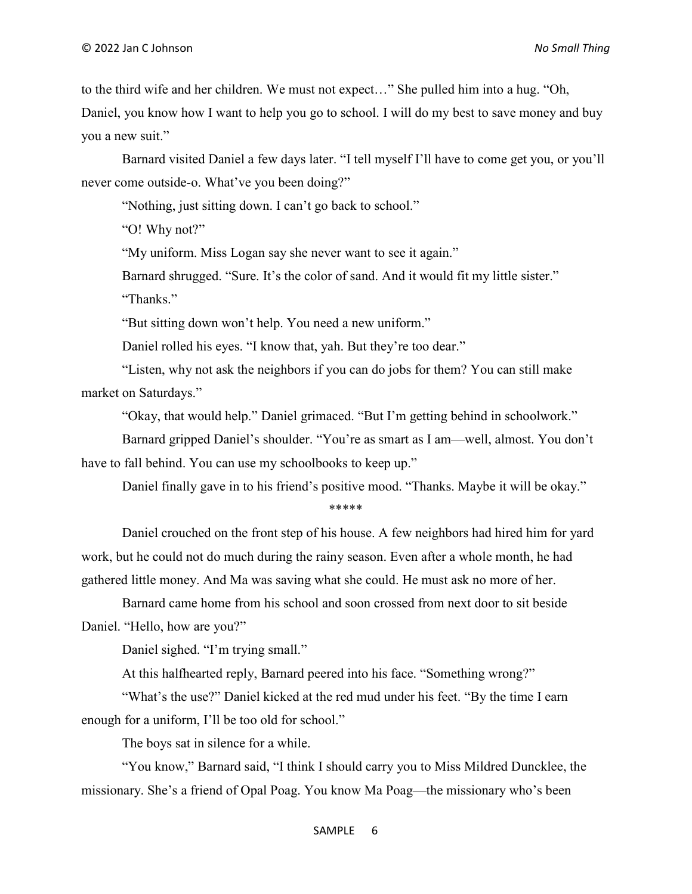to the third wife and her children. We must not expect…" She pulled him into a hug. "Oh, Daniel, you know how I want to help you go to school. I will do my best to save money and buy you a new suit."

Barnard visited Daniel a few days later. "I tell myself I'll have to come get you, or you'll never come outside-o. What've you been doing?"

"Nothing, just sitting down. I can't go back to school."

"O! Why not?"

"My uniform. Miss Logan say she never want to see it again."

Barnard shrugged. "Sure. It's the color of sand. And it would fit my little sister."

"Thanks."

"But sitting down won't help. You need a new uniform."

Daniel rolled his eyes. "I know that, yah. But they're too dear."

"Listen, why not ask the neighbors if you can do jobs for them? You can still make market on Saturdays."

"Okay, that would help." Daniel grimaced. "But I'm getting behind in schoolwork."

Barnard gripped Daniel's shoulder. "You're as smart as I am—well, almost. You don't have to fall behind. You can use my schoolbooks to keep up."

Daniel finally gave in to his friend's positive mood. "Thanks. Maybe it will be okay."

*****

Daniel crouched on the front step of his house. A few neighbors had hired him for yard work, but he could not do much during the rainy season. Even after a whole month, he had gathered little money. And Ma was saving what she could. He must ask no more of her.

Barnard came home from his school and soon crossed from next door to sit beside Daniel. "Hello, how are you?"

Daniel sighed. "I'm trying small."

At this halfhearted reply, Barnard peered into his face. "Something wrong?"

"What's the use?" Daniel kicked at the red mud under his feet. "By the time I earn enough for a uniform, I'll be too old for school."

The boys sat in silence for a while.

"You know," Barnard said, "I think I should carry you to Miss Mildred Duncklee, the missionary. She's a friend of Opal Poag. You know Ma Poag—the missionary who's been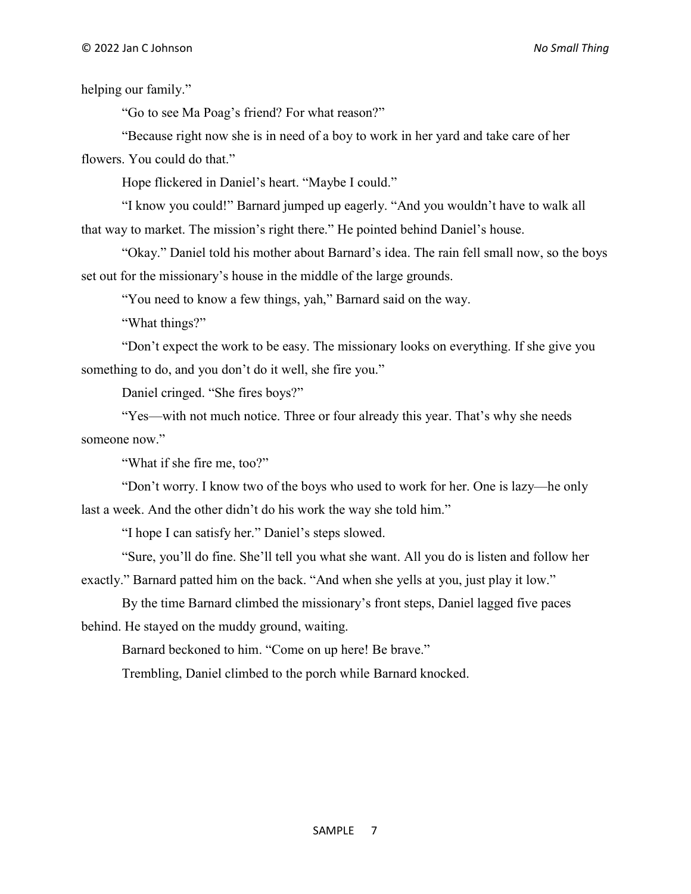helping our family."

"Go to see Ma Poag's friend? For what reason?"

"Because right now she is in need of a boy to work in her yard and take care of her flowers. You could do that."

Hope flickered in Daniel's heart. "Maybe I could."

"I know you could!" Barnard jumped up eagerly. "And you wouldn't have to walk all that way to market. The mission's right there." He pointed behind Daniel's house.

"Okay." Daniel told his mother about Barnard's idea. The rain fell small now, so the boys set out for the missionary's house in the middle of the large grounds.

"You need to know a few things, yah," Barnard said on the way.

"What things?"

"Don't expect the work to be easy. The missionary looks on everything. If she give you something to do, and you don't do it well, she fire you."

Daniel cringed. "She fires boys?"

"Yes—with not much notice. Three or four already this year. That's why she needs someone now."

"What if she fire me, too?"

"Don't worry. I know two of the boys who used to work for her. One is lazy—he only last a week. And the other didn't do his work the way she told him."

"I hope I can satisfy her." Daniel's steps slowed.

"Sure, you'll do fine. She'll tell you what she want. All you do is listen and follow her exactly." Barnard patted him on the back. "And when she yells at you, just play it low."

By the time Barnard climbed the missionary's front steps, Daniel lagged five paces behind. He stayed on the muddy ground, waiting.

Barnard beckoned to him. "Come on up here! Be brave."

Trembling, Daniel climbed to the porch while Barnard knocked.